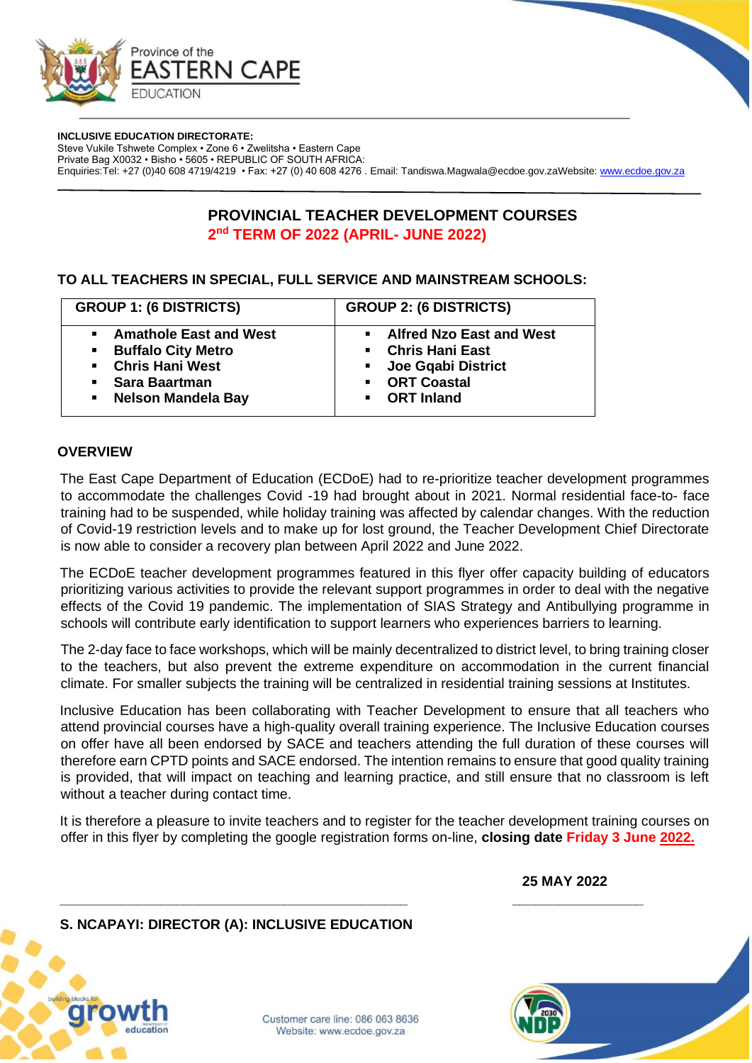Province of the
EASTERN CAPE
EDUCATION

**INCLUSIVE EDUCATION DIRECTORATE:**
Steve Vukile Tshwete Complex • Zone 6 • Zwelitsha • Eastern Cape
Private Bag X0032 • Bisho • 5605 • REPUBLIC OF SOUTH AFRICA:
Enquiries:Tel: +27 (0)40 608 4719/4219 • Fax: +27 (0) 40 608 4276 . Email: Tandiswa.Magwala@ecdoe.gov.zaWebsite: www.ecdoe.gov.za

# PROVINCIAL TEACHER DEVELOPMENT COURSES
## 2nd TERM OF 2022 (APRIL- JUNE 2022)

**TO ALL TEACHERS IN SPECIAL, FULL SERVICE AND MAINSTREAM SCHOOLS:**

| GROUP 1: (6 DISTRICTS) | GROUP 2: (6 DISTRICTS) |
|---|---|
| ▪ **Amathole East and West**<br>▪ **Buffalo City Metro**<br>▪ **Chris Hani West**<br>▪ **Sara Baartman**<br>▪ **Nelson Mandela Bay** | ▪ **Alfred Nzo East and West**<br>▪ **Chris Hani East**<br>▪ **Joe Gqabi District**<br>▪ **ORT Coastal**<br>▪ **ORT Inland** |

**OVERVIEW**

The East Cape Department of Education (ECDoE) had to re-prioritize teacher development programmes to accommodate the challenges Covid -19 had brought about in 2021. Normal residential face-to- face training had to be suspended, while holiday training was affected by calendar changes. With the reduction of Covid-19 restriction levels and to make up for lost ground, the Teacher Development Chief Directorate is now able to consider a recovery plan between April 2022 and June 2022.

The ECDoE teacher development programmes featured in this flyer offer capacity building of educators prioritizing various activities to provide the relevant support programmes in order to deal with the negative effects of the Covid 19 pandemic. The implementation of SIAS Strategy and Antibullying programme in schools will contribute early identification to support learners who experiences barriers to learning.

The 2-day face to face workshops, which will be mainly decentralized to district level, to bring training closer to the teachers, but also prevent the extreme expenditure on accommodation in the current financial climate. For smaller subjects the training will be centralized in residential training sessions at Institutes.

Inclusive Education has been collaborating with Teacher Development to ensure that all teachers who attend provincial courses have a high-quality overall training experience. The Inclusive Education courses on offer have all been endorsed by SACE and teachers attending the full duration of these courses will therefore earn CPTD points and SACE endorsed. The intention remains to ensure that good quality training is provided, that will impact on teaching and learning practice, and still ensure that no classroom is left without a teacher during contact time.

It is therefore a pleasure to invite teachers and to register for the teacher development training courses on offer in this flyer by completing the google registration forms on-line, **closing date Friday 3 June 2022.**

**25 MAY 2022**

\_\_\_\_\_\_\_\_\_\_\_\_\_\_\_\_\_\_\_\_\_\_\_\_\_\_\_\_\_\_\_\_\_\_\_\_\_\_\_\_\_\_\_\_ &nbsp;&nbsp;&nbsp;&nbsp; \_\_\_\_\_\_\_\_\_\_\_\_\_\_\_\_\_\_

**S. NCAPAYI: DIRECTOR (A): INCLUSIVE EDUCATION**

building blocks for growth education

Customer care line: 086 063 8636
Website: www.ecdoe.gov.za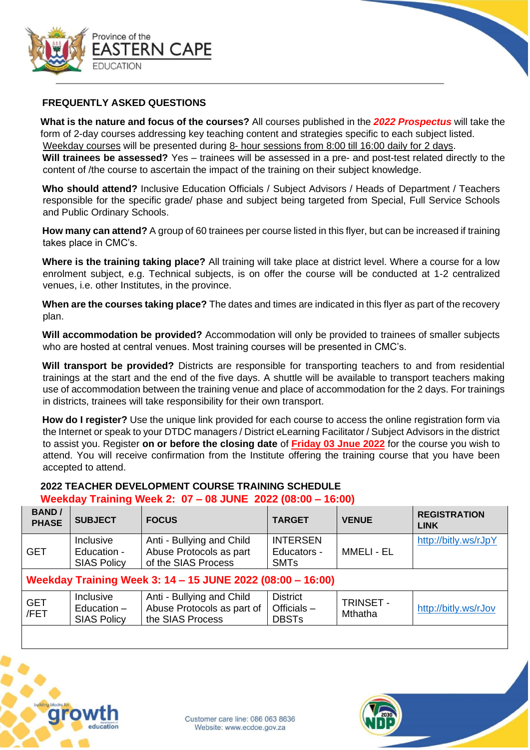# FREQUENTLY ASKED QUESTIONS

**What is the nature and focus of the courses?** All courses published in the ***2022 Prospectus*** will take the form of 2-day courses addressing key teaching content and strategies specific to each subject listed. Weekday courses will be presented during 8- hour sessions from 8:00 till 16:00 daily for 2 days.

**Will trainees be assessed?** Yes – trainees will be assessed in a pre- and post-test related directly to the content of /the course to ascertain the impact of the training on their subject knowledge.

**Who should attend?** Inclusive Education Officials / Subject Advisors / Heads of Department / Teachers responsible for the specific grade/ phase and subject being targeted from Special, Full Service Schools and Public Ordinary Schools.

**How many can attend?** A group of 60 trainees per course listed in this flyer, but can be increased if training takes place in CMC's.

**Where is the training taking place?** All training will take place at district level. Where a course for a low enrolment subject, e.g. Technical subjects, is on offer the course will be conducted at 1-2 centralized venues, i.e. other Institutes, in the province.

**When are the courses taking place?** The dates and times are indicated in this flyer as part of the recovery plan.

**Will accommodation be provided?** Accommodation will only be provided to trainees of smaller subjects who are hosted at central venues. Most training courses will be presented in CMC's.

**Will transport be provided?** Districts are responsible for transporting teachers to and from residential trainings at the start and the end of the five days. A shuttle will be available to transport teachers making use of accommodation between the training venue and place of accommodation for the 2 days. For trainings in districts, trainees will take responsibility for their own transport.

**How do I register?** Use the unique link provided for each course to access the online registration form via the Internet or speak to your DTDC managers / District eLearning Facilitator / Subject Advisors in the district to assist you. Register **on or before the closing date** of **Friday 03 Jnue 2022** for the course you wish to attend. You will receive confirmation from the Institute offering the training course that you have been accepted to attend.

## 2022 TEACHER DEVELOPMENT COURSE TRAINING SCHEDULE

**Weekday Training Week 2: 07 – 08 JUNE 2022 (08:00 – 16:00)**

| BAND / PHASE | SUBJECT | FOCUS | TARGET | VENUE | REGISTRATION LINK |
|---|---|---|---|---|---|
| GET | Inclusive Education - SIAS Policy | Anti - Bullying and Child Abuse Protocols as part of the SIAS Process | INTERSEN Educators - SMTs | MMELI - EL | http://bitly.ws/rJpY |
| **Weekday Training Week 3: 14 – 15 JUNE 2022 (08:00 – 16:00)** | | | | | |
| GET /FET | Inclusive Education – SIAS Policy | Anti - Bullying and Child Abuse Protocols as part of the SIAS Process | District Officials – DBSTs | TRINSET - Mthatha | http://bitly.ws/rJov |
| | | | | | |

Customer care line: 086 063 8636
Website: www.ecdoe.gov.za